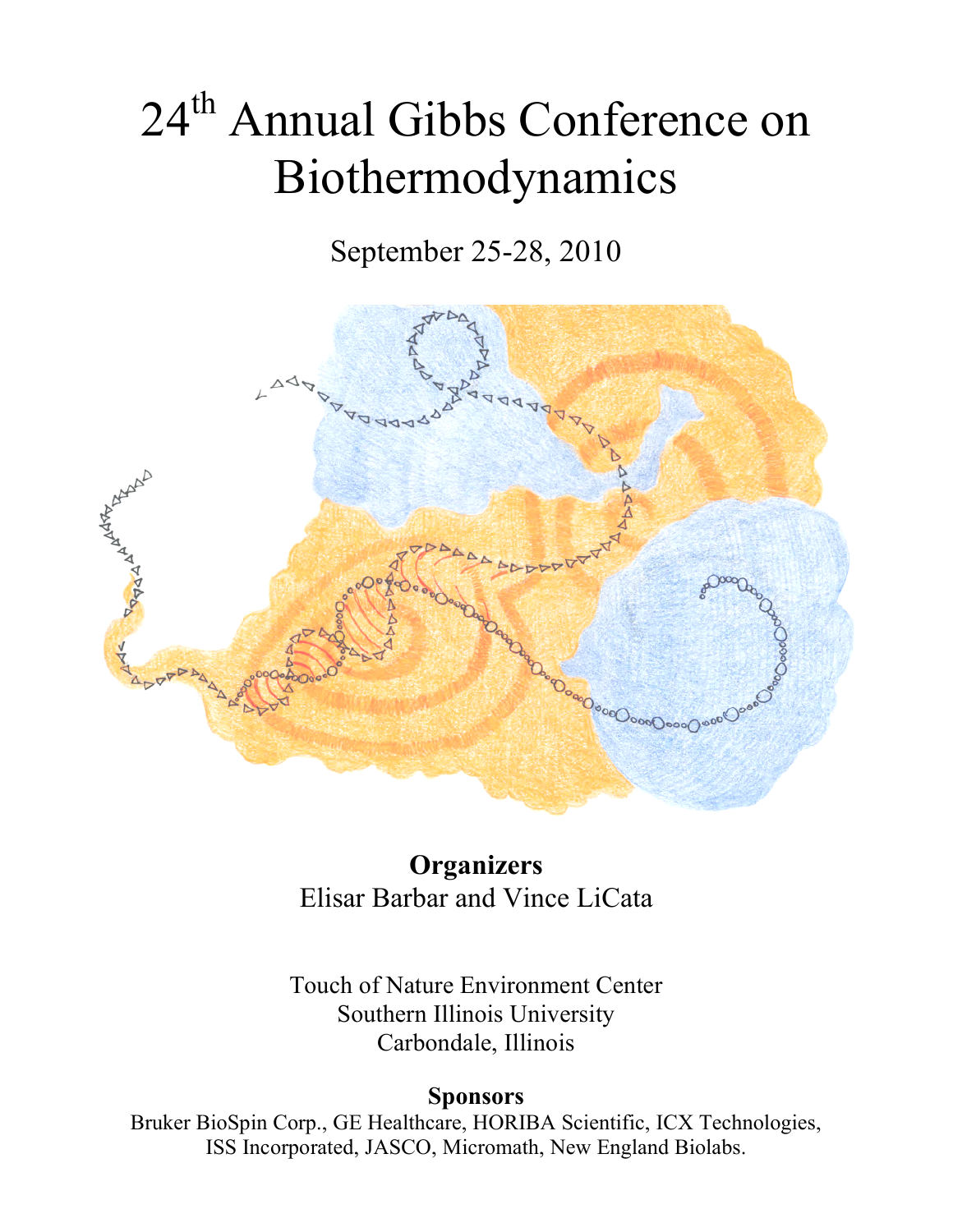# 24th Annual Gibbs Conference on Biothermodynamics

September 25-28, 2010

**Organizers**

Elisar Barbar and Vince LiCata

Touch of Nature Environment Center
Southern Illinois University
Carbondale, Illinois

**Sponsors**

Bruker BioSpin Corp., GE Healthcare, HORIBA Scientific, ICX Technologies, ISS Incorporated, JASCO, Micromath, New England Biolabs.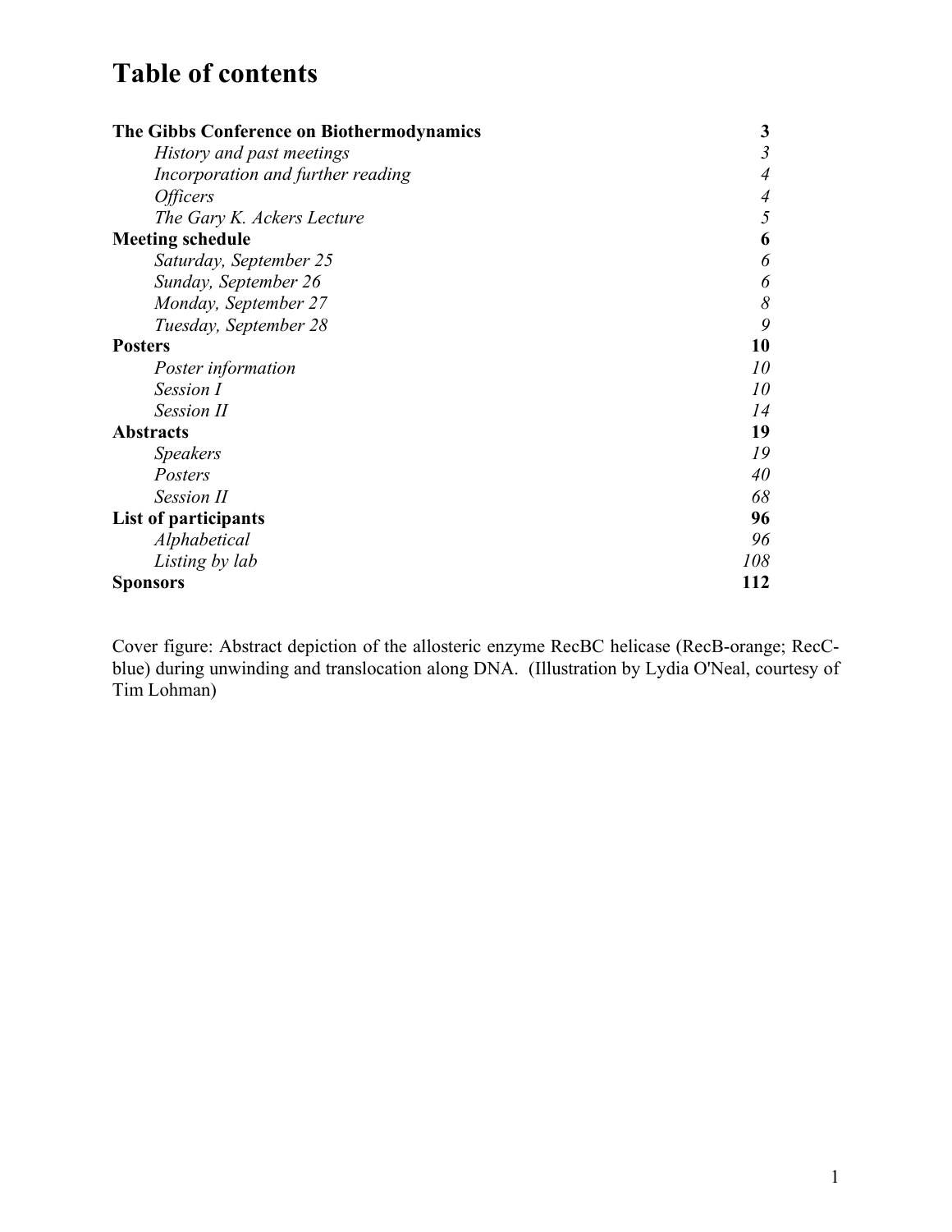# Table of contents

| | |
|---|---|
| **The Gibbs Conference on Biothermodynamics** | **3** |
| *History and past meetings* | *3* |
| *Incorporation and further reading* | *4* |
| *Officers* | *4* |
| *The Gary K. Ackers Lecture* | *5* |
| **Meeting schedule** | **6** |
| *Saturday, September 25* | *6* |
| *Sunday, September 26* | *6* |
| *Monday, September 27* | *8* |
| *Tuesday, September 28* | *9* |
| **Posters** | **10** |
| *Poster information* | *10* |
| *Session I* | *10* |
| *Session II* | *14* |
| **Abstracts** | **19** |
| *Speakers* | *19* |
| *Posters* | *40* |
| *Session II* | *68* |
| **List of participants** | **96** |
| *Alphabetical* | *96* |
| *Listing by lab* | *108* |
| **Sponsors** | **112** |

Cover figure: Abstract depiction of the allosteric enzyme RecBC helicase (RecB-orange; RecC-blue) during unwinding and translocation along DNA. (Illustration by Lydia O'Neal, courtesy of Tim Lohman)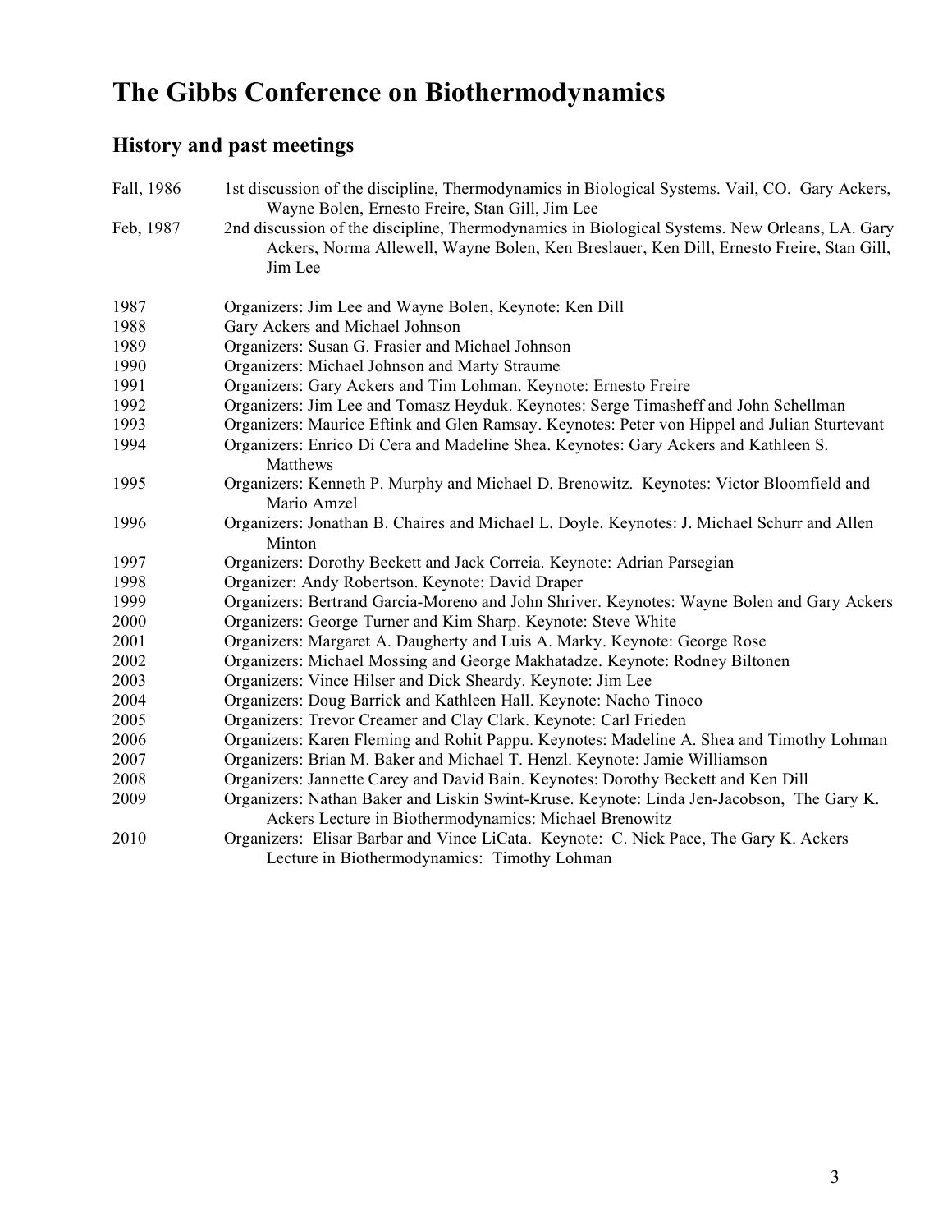# The Gibbs Conference on Biothermodynamics

## History and past meetings

| | |
|---|---|
| Fall, 1986 | 1st discussion of the discipline, Thermodynamics in Biological Systems. Vail, CO. Gary Ackers, Wayne Bolen, Ernesto Freire, Stan Gill, Jim Lee |
| Feb, 1987 | 2nd discussion of the discipline, Thermodynamics in Biological Systems. New Orleans, LA. Gary Ackers, Norma Allewell, Wayne Bolen, Ken Breslauer, Ken Dill, Ernesto Freire, Stan Gill, Jim Lee |
| 1987 | Organizers: Jim Lee and Wayne Bolen, Keynote: Ken Dill |
| 1988 | Gary Ackers and Michael Johnson |
| 1989 | Organizers: Susan G. Frasier and Michael Johnson |
| 1990 | Organizers: Michael Johnson and Marty Straume |
| 1991 | Organizers: Gary Ackers and Tim Lohman. Keynote: Ernesto Freire |
| 1992 | Organizers: Jim Lee and Tomasz Heyduk. Keynotes: Serge Timasheff and John Schellman |
| 1993 | Organizers: Maurice Eftink and Glen Ramsay. Keynotes: Peter von Hippel and Julian Sturtevant |
| 1994 | Organizers: Enrico Di Cera and Madeline Shea. Keynotes: Gary Ackers and Kathleen S. Matthews |
| 1995 | Organizers: Kenneth P. Murphy and Michael D. Brenowitz. Keynotes: Victor Bloomfield and Mario Amzel |
| 1996 | Organizers: Jonathan B. Chaires and Michael L. Doyle. Keynotes: J. Michael Schurr and Allen Minton |
| 1997 | Organizers: Dorothy Beckett and Jack Correia. Keynote: Adrian Parsegian |
| 1998 | Organizer: Andy Robertson. Keynote: David Draper |
| 1999 | Organizers: Bertrand Garcia-Moreno and John Shriver. Keynotes: Wayne Bolen and Gary Ackers |
| 2000 | Organizers: George Turner and Kim Sharp. Keynote: Steve White |
| 2001 | Organizers: Margaret A. Daugherty and Luis A. Marky. Keynote: George Rose |
| 2002 | Organizers: Michael Mossing and George Makhatadze. Keynote: Rodney Biltonen |
| 2003 | Organizers: Vince Hilser and Dick Sheardy. Keynote: Jim Lee |
| 2004 | Organizers: Doug Barrick and Kathleen Hall. Keynote: Nacho Tinoco |
| 2005 | Organizers: Trevor Creamer and Clay Clark. Keynote: Carl Frieden |
| 2006 | Organizers: Karen Fleming and Rohit Pappu. Keynotes: Madeline A. Shea and Timothy Lohman |
| 2007 | Organizers: Brian M. Baker and Michael T. Henzl. Keynote: Jamie Williamson |
| 2008 | Organizers: Jannette Carey and David Bain. Keynotes: Dorothy Beckett and Ken Dill |
| 2009 | Organizers: Nathan Baker and Liskin Swint-Kruse. Keynote: Linda Jen-Jacobson, The Gary K. Ackers Lecture in Biothermodynamics: Michael Brenowitz |
| 2010 | Organizers: Elisar Barbar and Vince LiCata. Keynote: C. Nick Pace, The Gary K. Ackers Lecture in Biothermodynamics: Timothy Lohman |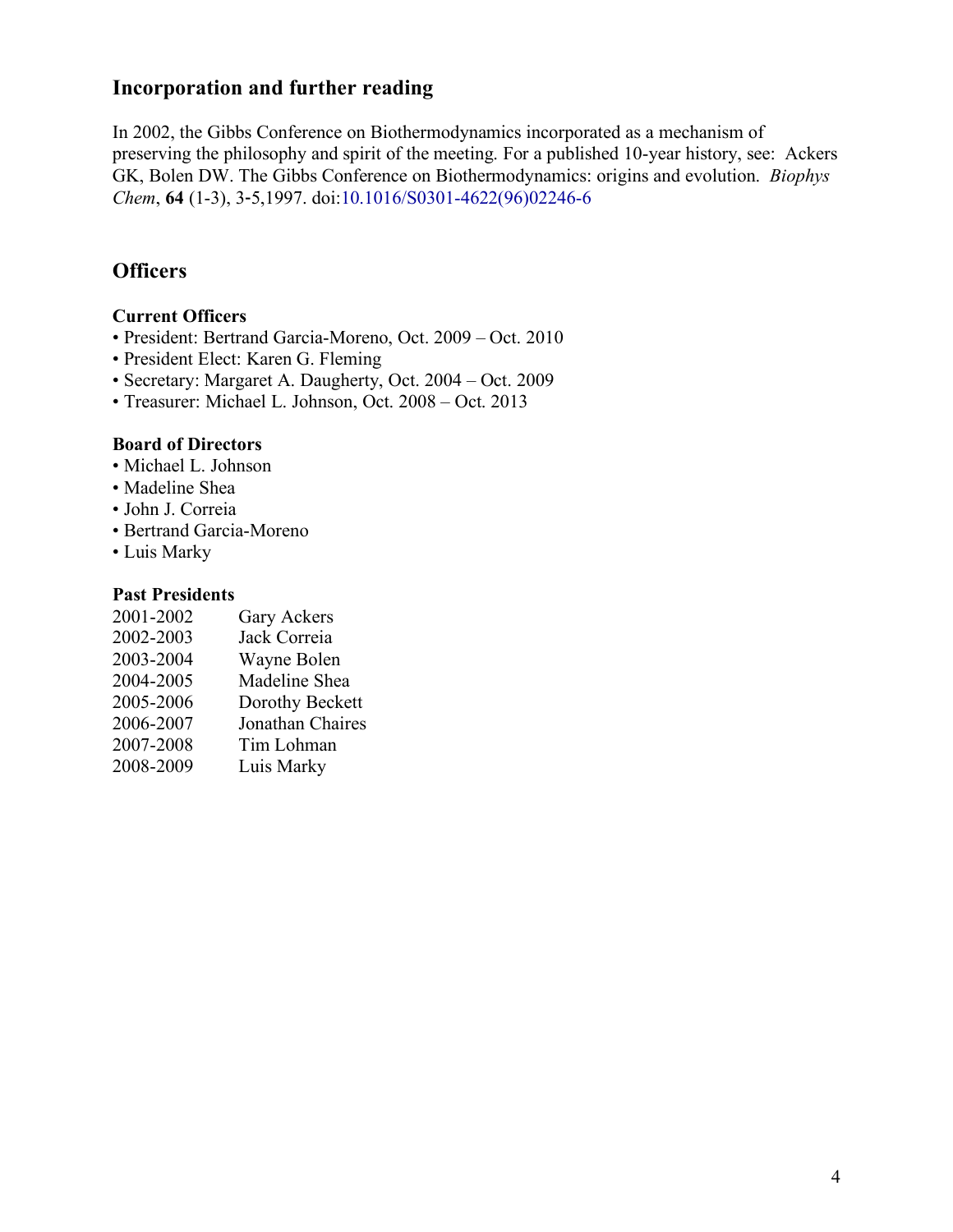## Incorporation and further reading

In 2002, the Gibbs Conference on Biothermodynamics incorporated as a mechanism of preserving the philosophy and spirit of the meeting. For a published 10-year history, see: Ackers GK, Bolen DW. The Gibbs Conference on Biothermodynamics: origins and evolution. *Biophys Chem*, **64** (1-3), 3-5,1997. doi:10.1016/S0301-4622(96)02246-6

## Officers

### Current Officers

- President: Bertrand Garcia-Moreno, Oct. 2009 – Oct. 2010
- President Elect: Karen G. Fleming
- Secretary: Margaret A. Daugherty, Oct. 2004 – Oct. 2009
- Treasurer: Michael L. Johnson, Oct. 2008 – Oct. 2013

### Board of Directors

- Michael L. Johnson
- Madeline Shea
- John J. Correia
- Bertrand Garcia-Moreno
- Luis Marky

### Past Presidents

| | |
|---|---|
| 2001-2002 | Gary Ackers |
| 2002-2003 | Jack Correia |
| 2003-2004 | Wayne Bolen |
| 2004-2005 | Madeline Shea |
| 2005-2006 | Dorothy Beckett |
| 2006-2007 | Jonathan Chaires |
| 2007-2008 | Tim Lohman |
| 2008-2009 | Luis Marky |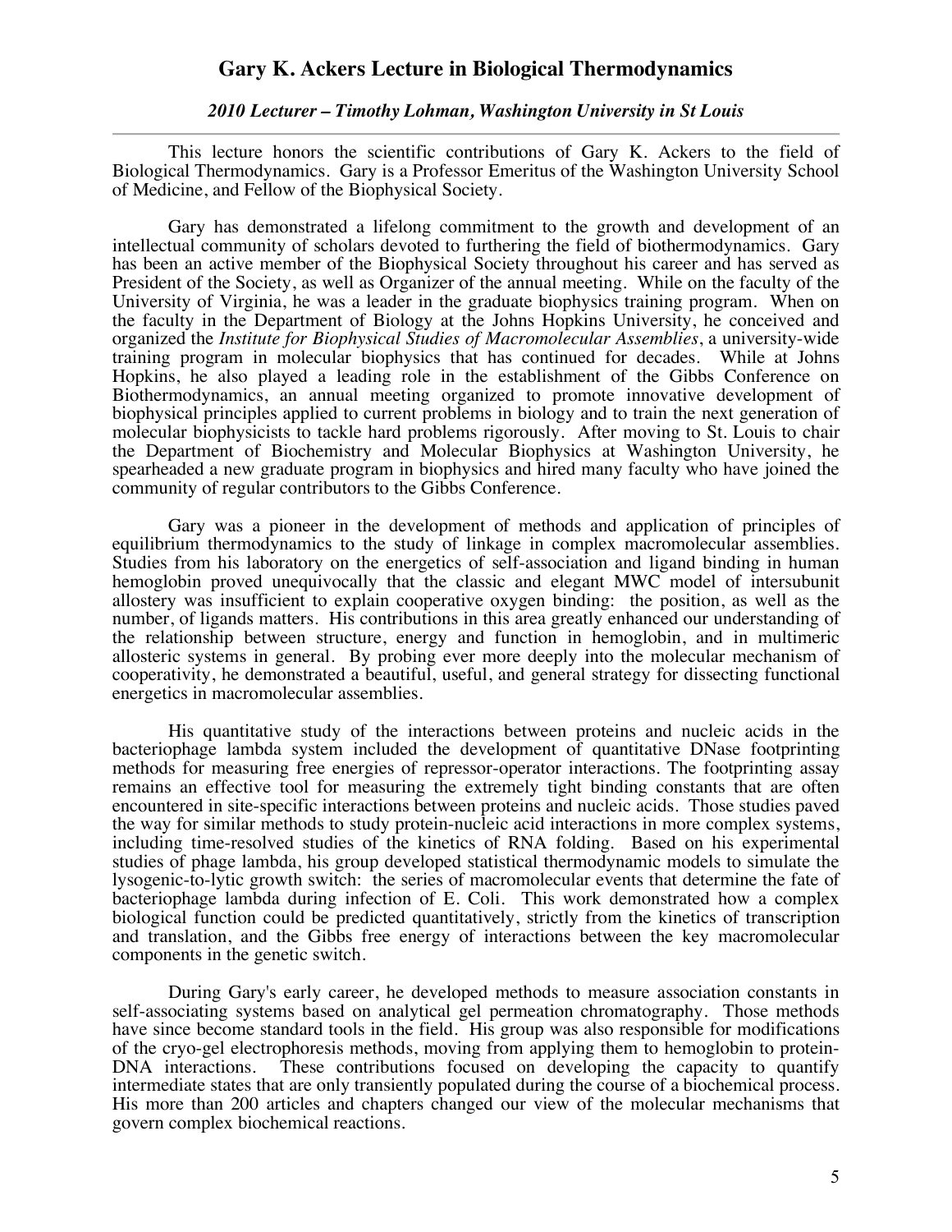# Gary K. Ackers Lecture in Biological Thermodynamics

*2010 Lecturer – Timothy Lohman, Washington University in St Louis*

---

This lecture honors the scientific contributions of Gary K. Ackers to the field of Biological Thermodynamics. Gary is a Professor Emeritus of the Washington University School of Medicine, and Fellow of the Biophysical Society.

Gary has demonstrated a lifelong commitment to the growth and development of an intellectual community of scholars devoted to furthering the field of biothermodynamics. Gary has been an active member of the Biophysical Society throughout his career and has served as President of the Society, as well as Organizer of the annual meeting. While on the faculty of the University of Virginia, he was a leader in the graduate biophysics training program. When on the faculty in the Department of Biology at the Johns Hopkins University, he conceived and organized the *Institute for Biophysical Studies of Macromolecular Assemblies*, a university-wide training program in molecular biophysics that has continued for decades. While at Johns Hopkins, he also played a leading role in the establishment of the Gibbs Conference on Biothermodynamics, an annual meeting organized to promote innovative development of biophysical principles applied to current problems in biology and to train the next generation of molecular biophysicists to tackle hard problems rigorously. After moving to St. Louis to chair the Department of Biochemistry and Molecular Biophysics at Washington University, he spearheaded a new graduate program in biophysics and hired many faculty who have joined the community of regular contributors to the Gibbs Conference.

Gary was a pioneer in the development of methods and application of principles of equilibrium thermodynamics to the study of linkage in complex macromolecular assemblies. Studies from his laboratory on the energetics of self-association and ligand binding in human hemoglobin proved unequivocally that the classic and elegant MWC model of intersubunit allostery was insufficient to explain cooperative oxygen binding: the position, as well as the number, of ligands matters. His contributions in this area greatly enhanced our understanding of the relationship between structure, energy and function in hemoglobin, and in multimeric allosteric systems in general. By probing ever more deeply into the molecular mechanism of cooperativity, he demonstrated a beautiful, useful, and general strategy for dissecting functional energetics in macromolecular assemblies.

His quantitative study of the interactions between proteins and nucleic acids in the bacteriophage lambda system included the development of quantitative DNase footprinting methods for measuring free energies of repressor-operator interactions. The footprinting assay remains an effective tool for measuring the extremely tight binding constants that are often encountered in site-specific interactions between proteins and nucleic acids. Those studies paved the way for similar methods to study protein-nucleic acid interactions in more complex systems, including time-resolved studies of the kinetics of RNA folding. Based on his experimental studies of phage lambda, his group developed statistical thermodynamic models to simulate the lysogenic-to-lytic growth switch: the series of macromolecular events that determine the fate of bacteriophage lambda during infection of E. Coli. This work demonstrated how a complex biological function could be predicted quantitatively, strictly from the kinetics of transcription and translation, and the Gibbs free energy of interactions between the key macromolecular components in the genetic switch.

During Gary's early career, he developed methods to measure association constants in self-associating systems based on analytical gel permeation chromatography. Those methods have since become standard tools in the field. His group was also responsible for modifications of the cryo-gel electrophoresis methods, moving from applying them to hemoglobin to protein-DNA interactions. These contributions focused on developing the capacity to quantify intermediate states that are only transiently populated during the course of a biochemical process. His more than 200 articles and chapters changed our view of the molecular mechanisms that govern complex biochemical reactions.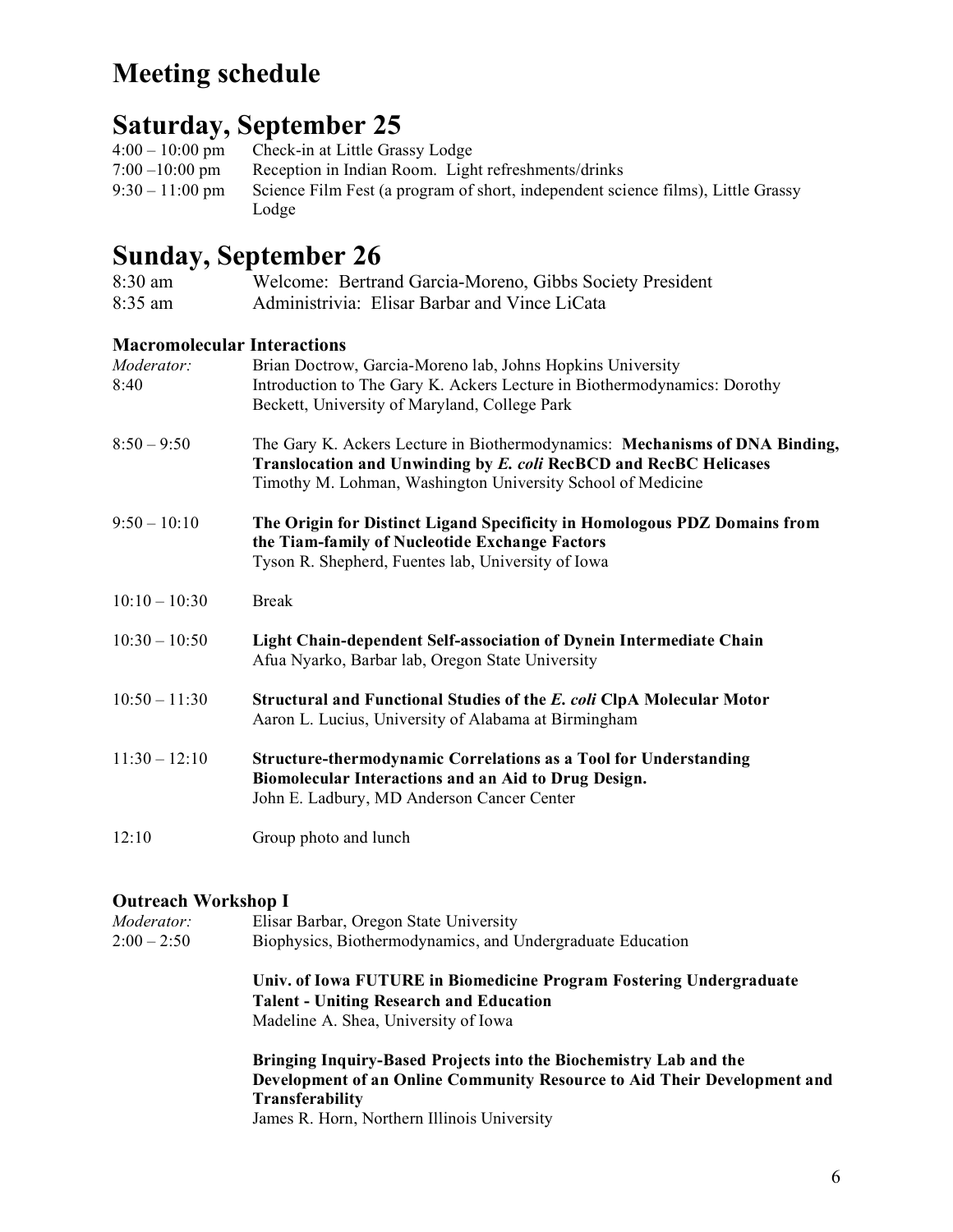# Meeting schedule

## Saturday, September 25

4:00 – 10:00 pm Check-in at Little Grassy Lodge
7:00 –10:00 pm Reception in Indian Room. Light refreshments/drinks
9:30 – 11:00 pm Science Film Fest (a program of short, independent science films), Little Grassy Lodge

## Sunday, September 26

8:30 am Welcome: Bertrand Garcia-Moreno, Gibbs Society President
8:35 am Administrivia: Elisar Barbar and Vince LiCata

### Macromolecular Interactions

*Moderator:* Brian Doctrow, Garcia-Moreno lab, Johns Hopkins University

8:40 Introduction to The Gary K. Ackers Lecture in Biothermodynamics: Dorothy Beckett, University of Maryland, College Park

8:50 – 9:50 The Gary K. Ackers Lecture in Biothermodynamics: **Mechanisms of DNA Binding, Translocation and Unwinding by *E. coli* RecBCD and RecBC Helicases**
Timothy M. Lohman, Washington University School of Medicine

9:50 – 10:10 **The Origin for Distinct Ligand Specificity in Homologous PDZ Domains from the Tiam-family of Nucleotide Exchange Factors**
Tyson R. Shepherd, Fuentes lab, University of Iowa

10:10 – 10:30 Break

10:30 – 10:50 **Light Chain-dependent Self-association of Dynein Intermediate Chain**
Afua Nyarko, Barbar lab, Oregon State University

10:50 – 11:30 **Structural and Functional Studies of the *E. coli* ClpA Molecular Motor**
Aaron L. Lucius, University of Alabama at Birmingham

11:30 – 12:10 **Structure-thermodynamic Correlations as a Tool for Understanding Biomolecular Interactions and an Aid to Drug Design.**
John E. Ladbury, MD Anderson Cancer Center

12:10 Group photo and lunch

### Outreach Workshop I

*Moderator:* Elisar Barbar, Oregon State University

2:00 – 2:50 Biophysics, Biothermodynamics, and Undergraduate Education

**Univ. of Iowa FUTURE in Biomedicine Program Fostering Undergraduate Talent - Uniting Research and Education**
Madeline A. Shea, University of Iowa

**Bringing Inquiry-Based Projects into the Biochemistry Lab and the Development of an Online Community Resource to Aid Their Development and Transferability**
James R. Horn, Northern Illinois University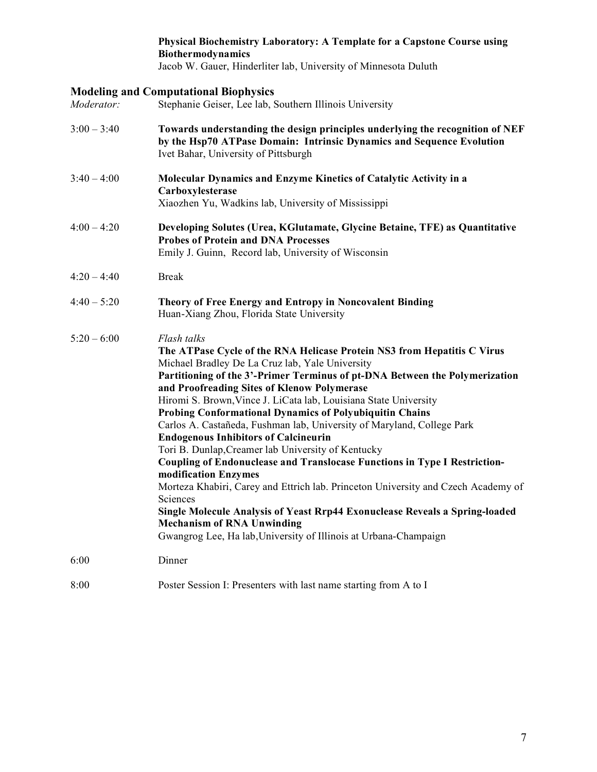**Physical Biochemistry Laboratory: A Template for a Capstone Course using Biothermodynamics**
Jacob W. Gauer, Hinderliter lab, University of Minnesota Duluth

## Modeling and Computational Biophysics

*Moderator:* Stephanie Geiser, Lee lab, Southern Illinois University

3:00 – 3:40 **Towards understanding the design principles underlying the recognition of NEF by the Hsp70 ATPase Domain: Intrinsic Dynamics and Sequence Evolution**
Ivet Bahar, University of Pittsburgh

3:40 – 4:00 **Molecular Dynamics and Enzyme Kinetics of Catalytic Activity in a Carboxylesterase**
Xiaozhen Yu, Wadkins lab, University of Mississippi

4:00 – 4:20 **Developing Solutes (Urea, KGlutamate, Glycine Betaine, TFE) as Quantitative Probes of Protein and DNA Processes**
Emily J. Guinn, Record lab, University of Wisconsin

4:20 – 4:40 Break

4:40 – 5:20 **Theory of Free Energy and Entropy in Noncovalent Binding**
Huan-Xiang Zhou, Florida State University

5:20 – 6:00 *Flash talks*

**The ATPase Cycle of the RNA Helicase Protein NS3 from Hepatitis C Virus**
Michael Bradley De La Cruz lab, Yale University

**Partitioning of the 3'-Primer Terminus of pt-DNA Between the Polymerization and Proofreading Sites of Klenow Polymerase**
Hiromi S. Brown, Vince J. LiCata lab, Louisiana State University

**Probing Conformational Dynamics of Polyubiquitin Chains**
Carlos A. Castañeda, Fushman lab, University of Maryland, College Park

**Endogenous Inhibitors of Calcineurin**
Tori B. Dunlap, Creamer lab University of Kentucky

**Coupling of Endonuclease and Translocase Functions in Type I Restriction-modification Enzymes**
Morteza Khabiri, Carey and Ettrich lab. Princeton University and Czech Academy of Sciences

**Single Molecule Analysis of Yeast Rrp44 Exonuclease Reveals a Spring-loaded Mechanism of RNA Unwinding**
Gwangrog Lee, Ha lab, University of Illinois at Urbana-Champaign

6:00 Dinner

8:00 Poster Session I: Presenters with last name starting from A to I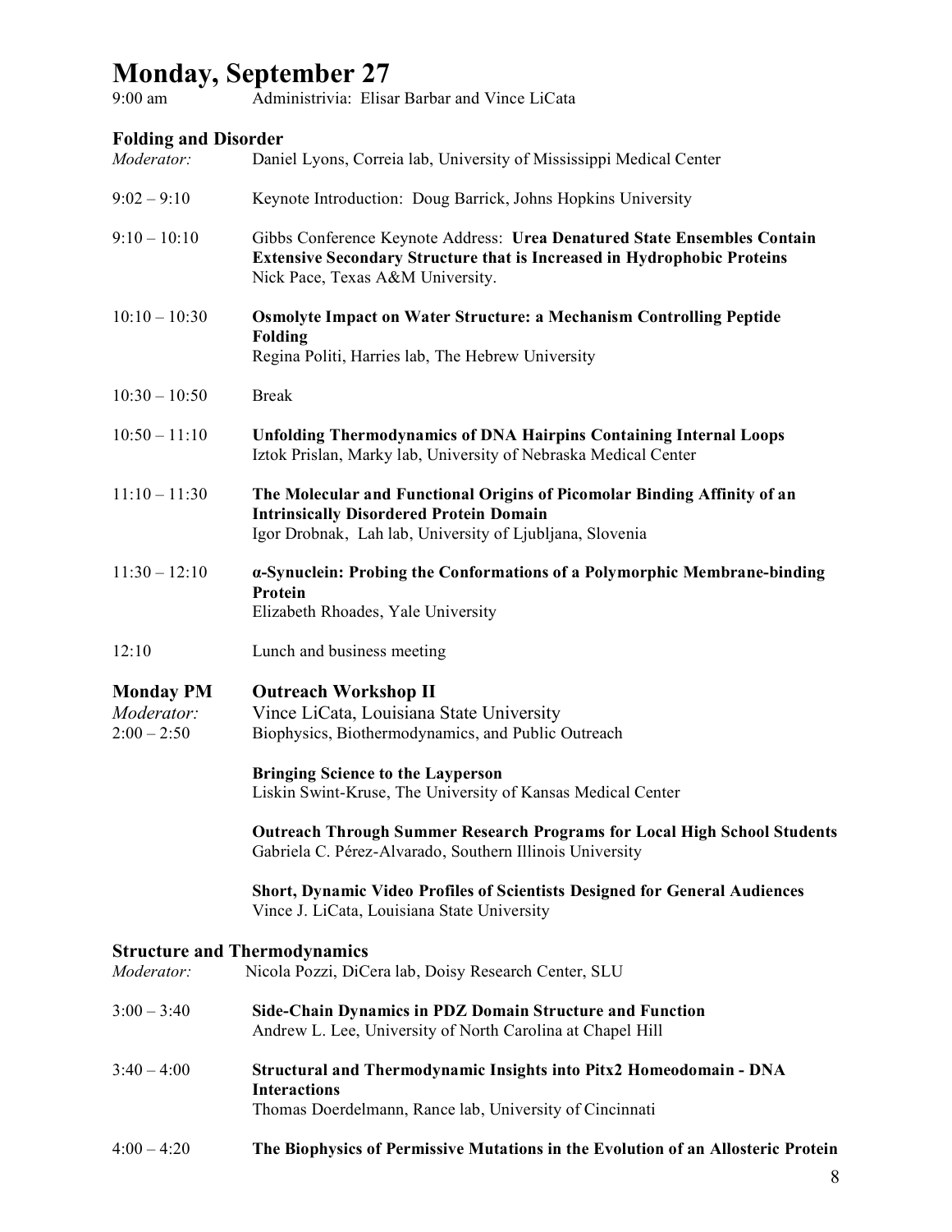# Monday, September 27

9:00 am — Administrivia: Elisar Barbar and Vince LiCata

## Folding and Disorder

*Moderator:* Daniel Lyons, Correia lab, University of Mississippi Medical Center

9:02 – 9:10 — Keynote Introduction: Doug Barrick, Johns Hopkins University

9:10 – 10:10 — Gibbs Conference Keynote Address: **Urea Denatured State Ensembles Contain Extensive Secondary Structure that is Increased in Hydrophobic Proteins**
Nick Pace, Texas A&M University.

10:10 – 10:30 — **Osmolyte Impact on Water Structure: a Mechanism Controlling Peptide Folding**
Regina Politi, Harries lab, The Hebrew University

10:30 – 10:50 — Break

10:50 – 11:10 — **Unfolding Thermodynamics of DNA Hairpins Containing Internal Loops**
Iztok Prislan, Marky lab, University of Nebraska Medical Center

11:10 – 11:30 — **The Molecular and Functional Origins of Picomolar Binding Affinity of an Intrinsically Disordered Protein Domain**
Igor Drobnak, Lah lab, University of Ljubljana, Slovenia

11:30 – 12:10 — **α-Synuclein: Probing the Conformations of a Polymorphic Membrane-binding Protein**
Elizabeth Rhoades, Yale University

12:10 — Lunch and business meeting

## Monday PM — Outreach Workshop II

*Moderator:* Vince LiCata, Louisiana State University

2:00 – 2:50 — Biophysics, Biothermodynamics, and Public Outreach

**Bringing Science to the Layperson**
Liskin Swint-Kruse, The University of Kansas Medical Center

**Outreach Through Summer Research Programs for Local High School Students**
Gabriela C. Pérez-Alvarado, Southern Illinois University

**Short, Dynamic Video Profiles of Scientists Designed for General Audiences**
Vince J. LiCata, Louisiana State University

## Structure and Thermodynamics

*Moderator:* Nicola Pozzi, DiCera lab, Doisy Research Center, SLU

3:00 – 3:40 — **Side-Chain Dynamics in PDZ Domain Structure and Function**
Andrew L. Lee, University of North Carolina at Chapel Hill

3:40 – 4:00 — **Structural and Thermodynamic Insights into Pitx2 Homeodomain - DNA Interactions**
Thomas Doerdelmann, Rance lab, University of Cincinnati

4:00 – 4:20 — **The Biophysics of Permissive Mutations in the Evolution of an Allosteric Protein**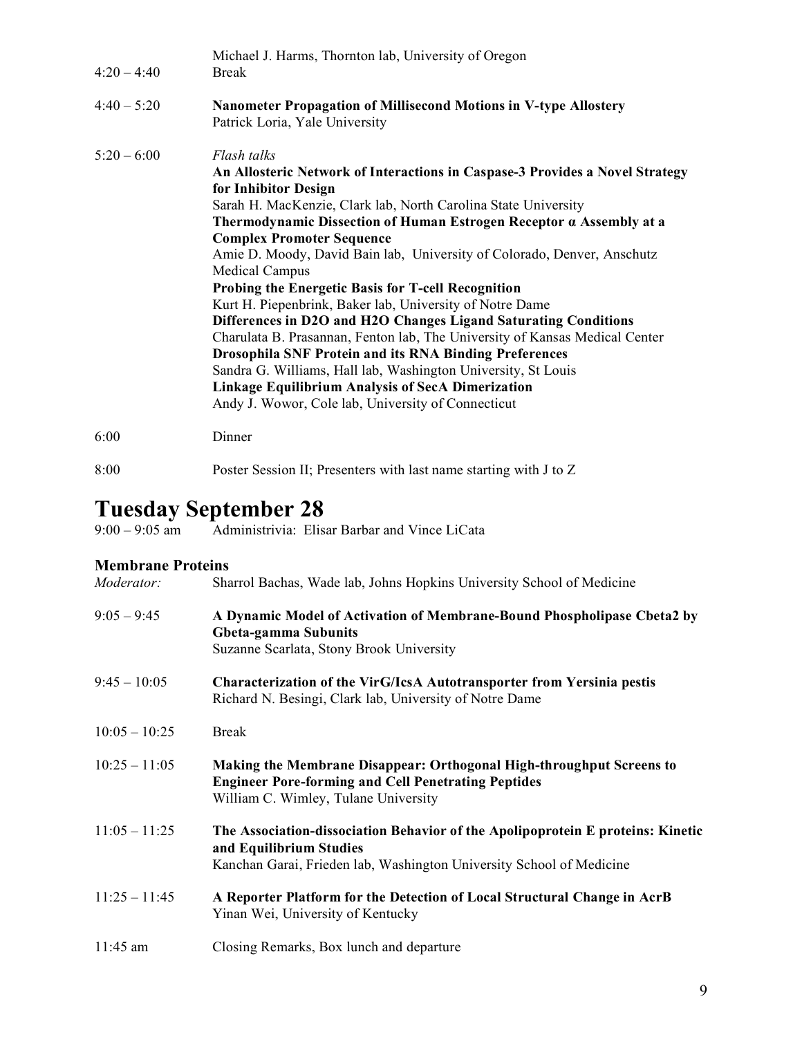Michael J. Harms, Thornton lab, University of Oregon

4:20 – 4:40 Break

4:40 – 5:20 **Nanometer Propagation of Millisecond Motions in V-type Allostery**
Patrick Loria, Yale University

5:20 – 6:00 *Flash talks*

**An Allosteric Network of Interactions in Caspase-3 Provides a Novel Strategy for Inhibitor Design**
Sarah H. MacKenzie, Clark lab, North Carolina State University

**Thermodynamic Dissection of Human Estrogen Receptor α Assembly at a Complex Promoter Sequence**
Amie D. Moody, David Bain lab, University of Colorado, Denver, Anschutz Medical Campus

**Probing the Energetic Basis for T-cell Recognition**
Kurt H. Piepenbrink, Baker lab, University of Notre Dame

**Differences in D2O and H2O Changes Ligand Saturating Conditions**
Charulata B. Prasannan, Fenton lab, The University of Kansas Medical Center

**Drosophila SNF Protein and its RNA Binding Preferences**
Sandra G. Williams, Hall lab, Washington University, St Louis

**Linkage Equilibrium Analysis of SecA Dimerization**
Andy J. Wowor, Cole lab, University of Connecticut

6:00 Dinner

8:00 Poster Session II; Presenters with last name starting with J to Z

# Tuesday September 28

9:00 – 9:05 am Administrivia: Elisar Barbar and Vince LiCata

## Membrane Proteins

*Moderator:* Sharrol Bachas, Wade lab, Johns Hopkins University School of Medicine

9:05 – 9:45 **A Dynamic Model of Activation of Membrane-Bound Phospholipase Cbeta2 by Gbeta-gamma Subunits**
Suzanne Scarlata, Stony Brook University

9:45 – 10:05 **Characterization of the VirG/IcsA Autotransporter from Yersinia pestis**
Richard N. Besingi, Clark lab, University of Notre Dame

10:05 – 10:25 Break

10:25 – 11:05 **Making the Membrane Disappear: Orthogonal High-throughput Screens to Engineer Pore-forming and Cell Penetrating Peptides**
William C. Wimley, Tulane University

11:05 – 11:25 **The Association-dissociation Behavior of the Apolipoprotein E proteins: Kinetic and Equilibrium Studies**
Kanchan Garai, Frieden lab, Washington University School of Medicine

11:25 – 11:45 **A Reporter Platform for the Detection of Local Structural Change in AcrB**
Yinan Wei, University of Kentucky

11:45 am Closing Remarks, Box lunch and departure